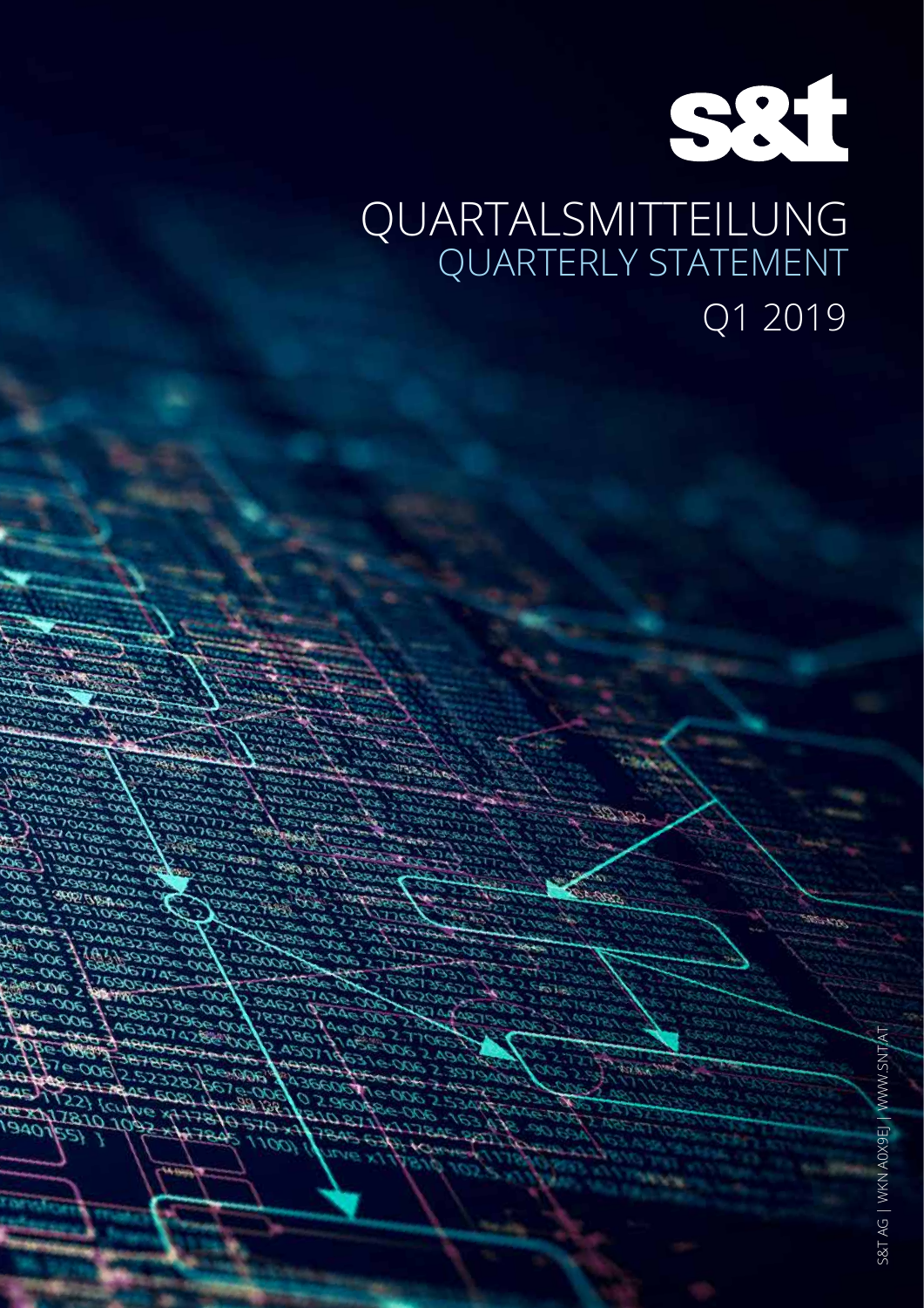s&t

# QUARTALSMITTEILUNG
## QUARTERLY STATEMENT
## Q1 2019

S&T AG | WKN A0X9EJ | WWW.SNT.AT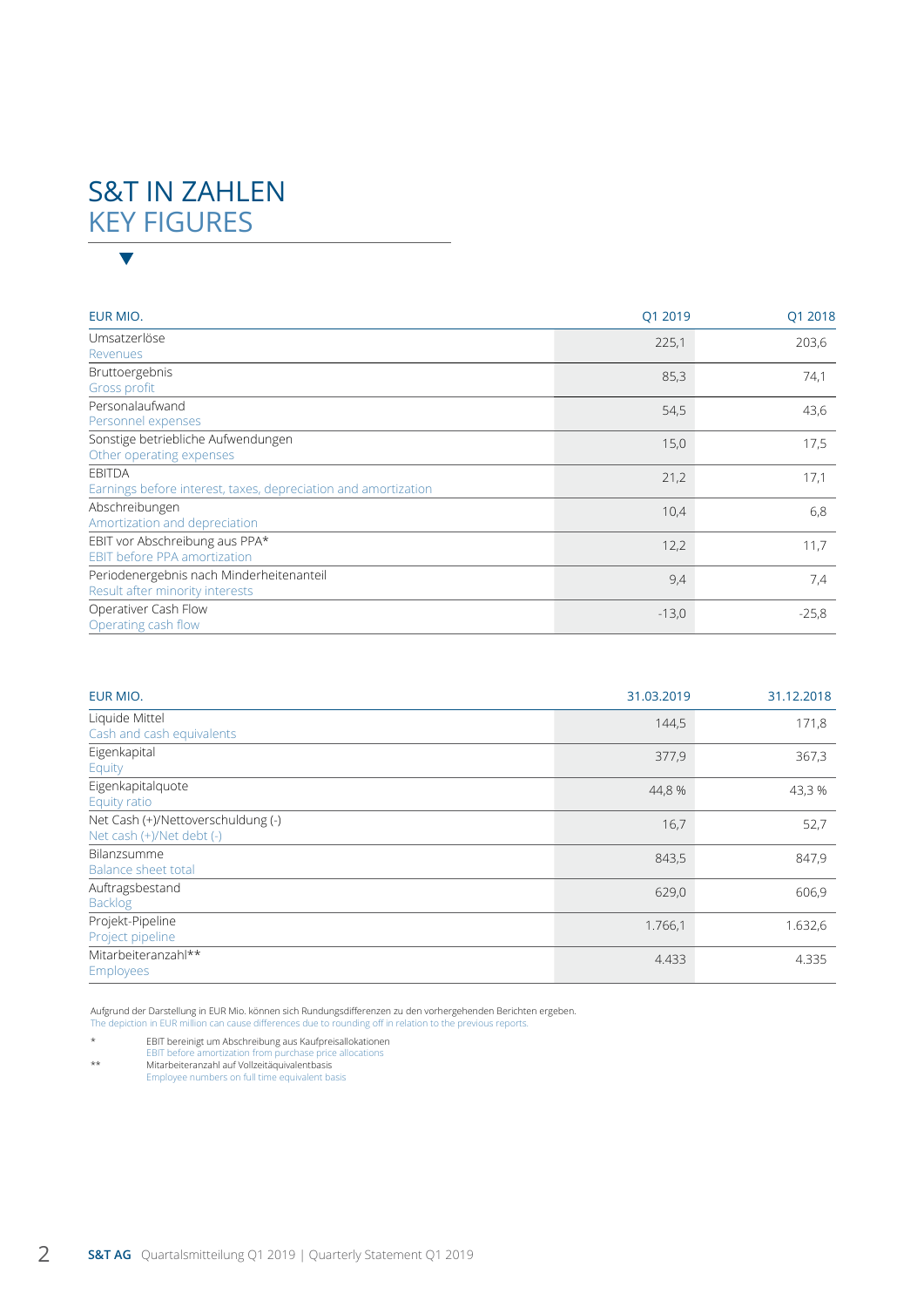# S&T IN ZAHLEN
## KEY FIGURES

| EUR MIO. | Q1 2019 | Q1 2018 |
|---|---|---|
| Umsatzerlöse<br>Revenues | 225,1 | 203,6 |
| Bruttoergebnis<br>Gross profit | 85,3 | 74,1 |
| Personalaufwand<br>Personnel expenses | 54,5 | 43,6 |
| Sonstige betriebliche Aufwendungen<br>Other operating expenses | 15,0 | 17,5 |
| EBITDA<br>Earnings before interest, taxes, depreciation and amortization | 21,2 | 17,1 |
| Abschreibungen<br>Amortization and depreciation | 10,4 | 6,8 |
| EBIT vor Abschreibung aus PPA*<br>EBIT before PPA amortization | 12,2 | 11,7 |
| Periodenergebnis nach Minderheitenanteil<br>Result after minority interests | 9,4 | 7,4 |
| Operativer Cash Flow<br>Operating cash flow | -13,0 | -25,8 |

| EUR MIO. | 31.03.2019 | 31.12.2018 |
|---|---|---|
| Liquide Mittel<br>Cash and cash equivalents | 144,5 | 171,8 |
| Eigenkapital<br>Equity | 377,9 | 367,3 |
| Eigenkapitalquote<br>Equity ratio | 44,8 % | 43,3 % |
| Net Cash (+)/Nettoverschuldung (-)<br>Net cash (+)/Net debt (-) | 16,7 | 52,7 |
| Bilanzsumme<br>Balance sheet total | 843,5 | 847,9 |
| Auftragsbestand<br>Backlog | 629,0 | 606,9 |
| Projekt-Pipeline<br>Project pipeline | 1.766,1 | 1.632,6 |
| Mitarbeiteranzahl**<br>Employees | 4.433 | 4.335 |

Aufgrund der Darstellung in EUR Mio. können sich Rundungsdifferenzen zu den vorhergehenden Berichten ergeben.
The depiction in EUR million can cause differences due to rounding off in relation to the previous reports.

\* EBIT bereinigt um Abschreibung aus Kaufpreisallokationen
EBIT before amortization from purchase price allocations

\*\* Mitarbeiteranzahl auf Vollzeitäquivalentbasis
Employee numbers on full time equivalent basis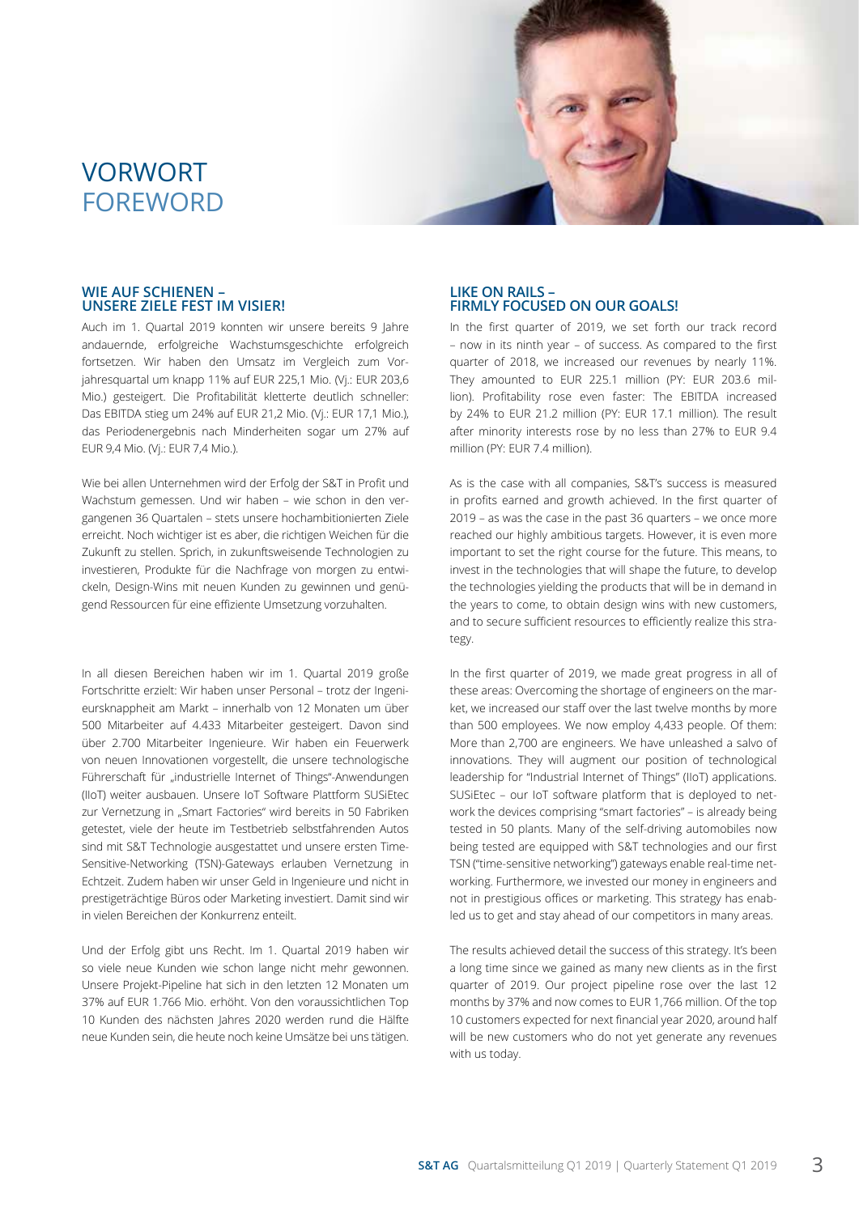# VORWORT
# FOREWORD

## WIE AUF SCHIENEN – UNSERE ZIELE FEST IM VISIER!

Auch im 1. Quartal 2019 konnten wir unsere bereits 9 Jahre andauernde, erfolgreiche Wachstumsgeschichte erfolgreich fortsetzen. Wir haben den Umsatz im Vergleich zum Vorjahresquartal um knapp 11% auf EUR 225,1 Mio. (Vj.: EUR 203,6 Mio.) gesteigert. Die Profitabilität kletterte deutlich schneller: Das EBITDA stieg um 24% auf EUR 21,2 Mio. (Vj.: EUR 17,1 Mio.), das Periodenergebnis nach Minderheiten sogar um 27% auf EUR 9,4 Mio. (Vj.: EUR 7,4 Mio.).

Wie bei allen Unternehmen wird der Erfolg der S&T in Profit und Wachstum gemessen. Und wir haben – wie schon in den vergangenen 36 Quartalen – stets unsere hochambitionierten Ziele erreicht. Noch wichtiger ist es aber, die richtigen Weichen für die Zukunft zu stellen. Sprich, in zukunftsweisende Technologien zu investieren, Produkte für die Nachfrage von morgen zu entwickeln, Design-Wins mit neuen Kunden zu gewinnen und genügend Ressourcen für eine effiziente Umsetzung vorzuhalten.

In all diesen Bereichen haben wir im 1. Quartal 2019 große Fortschritte erzielt: Wir haben unser Personal – trotz der Ingenieursknappheit am Markt – innerhalb von 12 Monaten um über 500 Mitarbeiter auf 4.433 Mitarbeiter gesteigert. Davon sind über 2.700 Mitarbeiter Ingenieure. Wir haben ein Feuerwerk von neuen Innovationen vorgestellt, die unsere technologische Führerschaft für „industrielle Internet of Things"-Anwendungen (IIoT) weiter ausbauen. Unsere IoT Software Plattform SUSiEtec zur Vernetzung in „Smart Factories" wird bereits in 50 Fabriken getestet, viele der heute im Testbetrieb selbstfahrenden Autos sind mit S&T Technologie ausgestattet und unsere ersten Time-Sensitive-Networking (TSN)-Gateways erlauben Vernetzung in Echtzeit. Zudem haben wir unser Geld in Ingenieure und nicht in prestigeträchtige Büros oder Marketing investiert. Damit sind wir in vielen Bereichen der Konkurrenz enteilt.

Und der Erfolg gibt uns Recht. Im 1. Quartal 2019 haben wir so viele neue Kunden wie schon lange nicht mehr gewonnen. Unsere Projekt-Pipeline hat sich in den letzten 12 Monaten um 37% auf EUR 1.766 Mio. erhöht. Von den voraussichtlichen Top 10 Kunden des nächsten Jahres 2020 werden rund die Hälfte neue Kunden sein, die heute noch keine Umsätze bei uns tätigen.

## LIKE ON RAILS – FIRMLY FOCUSED ON OUR GOALS!

In the first quarter of 2019, we set forth our track record – now in its ninth year – of success. As compared to the first quarter of 2018, we increased our revenues by nearly 11%. They amounted to EUR 225.1 million (PY: EUR 203.6 million). Profitability rose even faster: The EBITDA increased by 24% to EUR 21.2 million (PY: EUR 17.1 million). The result after minority interests rose by no less than 27% to EUR 9.4 million (PY: EUR 7.4 million).

As is the case with all companies, S&T's success is measured in profits earned and growth achieved. In the first quarter of 2019 – as was the case in the past 36 quarters – we once more reached our highly ambitious targets. However, it is even more important to set the right course for the future. This means, to invest in the technologies that will shape the future, to develop the technologies yielding the products that will be in demand in the years to come, to obtain design wins with new customers, and to secure sufficient resources to efficiently realize this strategy.

In the first quarter of 2019, we made great progress in all of these areas: Overcoming the shortage of engineers on the market, we increased our staff over the last twelve months by more than 500 employees. We now employ 4,433 people. Of them: More than 2,700 are engineers. We have unleashed a salvo of innovations. They will augment our position of technological leadership for "Industrial Internet of Things" (IIoT) applications. SUSiEtec – our IoT software platform that is deployed to network the devices comprising "smart factories" – is already being tested in 50 plants. Many of the self-driving automobiles now being tested are equipped with S&T technologies and our first TSN ("time-sensitive networking") gateways enable real-time networking. Furthermore, we invested our money in engineers and not in prestigious offices or marketing. This strategy has enabled us to get and stay ahead of our competitors in many areas.

The results achieved detail the success of this strategy. It's been a long time since we gained as many new clients as in the first quarter of 2019. Our project pipeline rose over the last 12 months by 37% and now comes to EUR 1,766 million. Of the top 10 customers expected for next financial year 2020, around half will be new customers who do not yet generate any revenues with us today.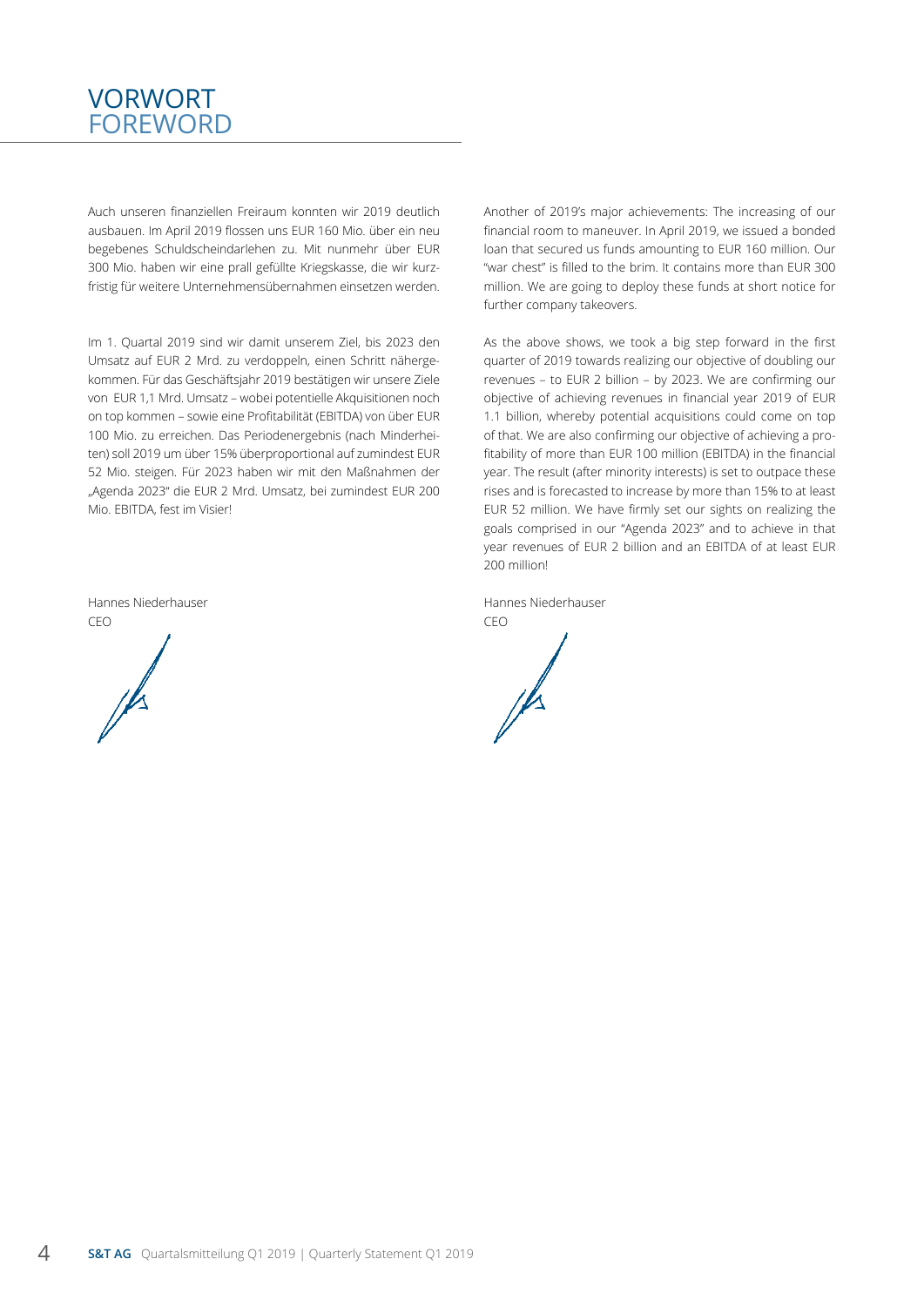# VORWORT
# FOREWORD

Auch unseren finanziellen Freiraum konnten wir 2019 deutlich ausbauen. Im April 2019 flossen uns EUR 160 Mio. über ein neu begebenes Schuldscheindarlehen zu. Mit nunmehr über EUR 300 Mio. haben wir eine prall gefüllte Kriegskasse, die wir kurzfristig für weitere Unternehmensübernahmen einsetzen werden.

Im 1. Quartal 2019 sind wir damit unserem Ziel, bis 2023 den Umsatz auf EUR 2 Mrd. zu verdoppeln, einen Schritt nähergekommen. Für das Geschäftsjahr 2019 bestätigen wir unsere Ziele von EUR 1,1 Mrd. Umsatz – wobei potentielle Akquisitionen noch on top kommen – sowie eine Profitabilität (EBITDA) von über EUR 100 Mio. zu erreichen. Das Periodenergebnis (nach Minderheiten) soll 2019 um über 15% überproportional auf zumindest EUR 52 Mio. steigen. Für 2023 haben wir mit den Maßnahmen der „Agenda 2023" die EUR 2 Mrd. Umsatz, bei zumindest EUR 200 Mio. EBITDA, fest im Visier!

Hannes Niederhauser
CEO

Another of 2019's major achievements: The increasing of our financial room to maneuver. In April 2019, we issued a bonded loan that secured us funds amounting to EUR 160 million. Our "war chest" is filled to the brim. It contains more than EUR 300 million. We are going to deploy these funds at short notice for further company takeovers.

As the above shows, we took a big step forward in the first quarter of 2019 towards realizing our objective of doubling our revenues – to EUR 2 billion – by 2023. We are confirming our objective of achieving revenues in financial year 2019 of EUR 1.1 billion, whereby potential acquisitions could come on top of that. We are also confirming our objective of achieving a profitability of more than EUR 100 million (EBITDA) in the financial year. The result (after minority interests) is set to outpace these rises and is forecasted to increase by more than 15% to at least EUR 52 million. We have firmly set our sights on realizing the goals comprised in our "Agenda 2023" and to achieve in that year revenues of EUR 2 billion and an EBITDA of at least EUR 200 million!

Hannes Niederhauser
CEO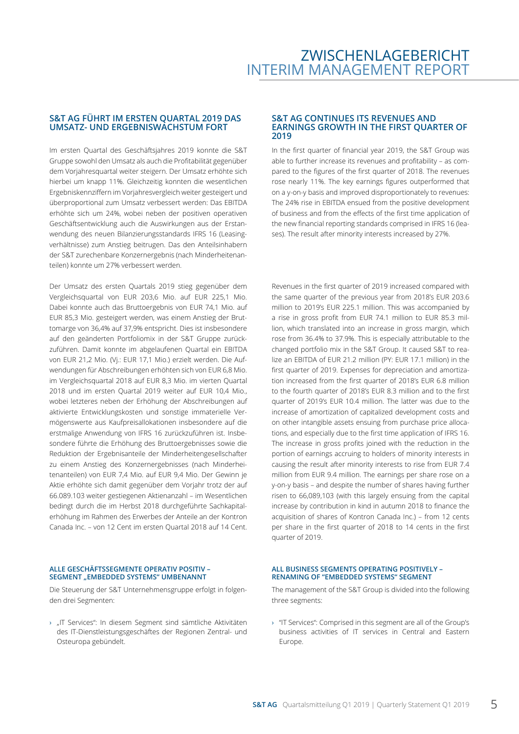# ZWISCHENLAGEBERICHT
# INTERIM MANAGEMENT REPORT

## S&T AG FÜHRT IM ERSTEN QUARTAL 2019 DAS UMSATZ- UND ERGEBNISWACHSTUM FORT

Im ersten Quartal des Geschäftsjahres 2019 konnte die S&T Gruppe sowohl den Umsatz als auch die Profitabilität gegenüber dem Vorjahresquartal weiter steigern. Der Umsatz erhöhte sich hierbei um knapp 11%. Gleichzeitig konnten die wesentlichen Ergebniskennziffern im Vorjahresvergleich weiter gesteigert und überproportional zum Umsatz verbessert werden: Das EBITDA erhöhte sich um 24%, wobei neben der positiven operativen Geschäftsentwicklung auch die Auswirkungen aus der Erstanwendung des neuen Bilanzierungsstandards IFRS 16 (Leasingverhältnisse) zum Anstieg beitrugen. Das den Anteilsinhabern der S&T zurechenbare Konzernergebnis (nach Minderheitenanteilen) konnte um 27% verbessert werden.

Der Umsatz des ersten Quartals 2019 stieg gegenüber dem Vergleichsquartal von EUR 203,6 Mio. auf EUR 225,1 Mio. Dabei konnte auch das Bruttoergebnis von EUR 74,1 Mio. auf EUR 85,3 Mio. gesteigert werden, was einem Anstieg der Bruttomarge von 36,4% auf 37,9% entspricht. Dies ist insbesondere auf den geänderten Portfoliomix in der S&T Gruppe zurückzuführen. Damit konnte im abgelaufenen Quartal ein EBITDA von EUR 21,2 Mio. (Vj.: EUR 17,1 Mio.) erzielt werden. Die Aufwendungen für Abschreibungen erhöhten sich von EUR 6,8 Mio. im Vergleichsquartal 2018 auf EUR 8,3 Mio. im vierten Quartal 2018 und im ersten Quartal 2019 weiter auf EUR 10,4 Mio., wobei letzteres neben der Erhöhung der Abschreibungen auf aktivierte Entwicklungskosten und sonstige immaterielle Vermögenswerte aus Kaufpreisallokationen insbesondere auf die erstmalige Anwendung von IFRS 16 zurückzuführen ist. Insbesondere führte die Erhöhung des Bruttoergebnisses sowie die Reduktion der Ergebnisanteile der Minderheitengesellschafter zu einem Anstieg des Konzernergebnisses (nach Minderheitenanteilen) von EUR 7,4 Mio. auf EUR 9,4 Mio. Der Gewinn je Aktie erhöhte sich damit gegenüber dem Vorjahr trotz der auf 66.089.103 weiter gestiegenen Aktienanzahl – im Wesentlichen bedingt durch die im Herbst 2018 durchgeführte Sachkapitalerhöhung im Rahmen des Erwerbes der Anteile an der Kontron Canada Inc. – von 12 Cent im ersten Quartal 2018 auf 14 Cent.

### ALLE GESCHÄFTSSEGMENTE OPERATIV POSITIV – SEGMENT „EMBEDDED SYSTEMS" UMBENANNT

Die Steuerung der S&T Unternehmensgruppe erfolgt in folgenden drei Segmenten:

- „IT Services": In diesem Segment sind sämtliche Aktivitäten des IT-Dienstleistungsgeschäftes der Regionen Zentral- und Osteuropa gebündelt.

## S&T AG CONTINUES ITS REVENUES AND EARNINGS GROWTH IN THE FIRST QUARTER OF 2019

In the first quarter of financial year 2019, the S&T Group was able to further increase its revenues and profitability – as compared to the figures of the first quarter of 2018. The revenues rose nearly 11%. The key earnings figures outperformed that on a y-on-y basis and improved disproportionately to revenues: The 24% rise in EBITDA ensued from the positive development of business and from the effects of the first time application of the new financial reporting standards comprised in IFRS 16 (leases). The result after minority interests increased by 27%.

Revenues in the first quarter of 2019 increased compared with the same quarter of the previous year from 2018's EUR 203.6 million to 2019's EUR 225.1 million. This was accompanied by a rise in gross profit from EUR 74.1 million to EUR 85.3 million, which translated into an increase in gross margin, which rose from 36.4% to 37.9%. This is especially attributable to the changed portfolio mix in the S&T Group. It caused S&T to realize an EBITDA of EUR 21.2 million (PY: EUR 17.1 million) in the first quarter of 2019. Expenses for depreciation and amortization increased from the first quarter of 2018's EUR 6.8 million to the fourth quarter of 2018's EUR 8.3 million and to the first quarter of 2019's EUR 10.4 million. The latter was due to the increase of amortization of capitalized development costs and on other intangible assets ensuing from purchase price allocations, and especially due to the first time application of IFRS 16. The increase in gross profits joined with the reduction in the portion of earnings accruing to holders of minority interests in causing the result after minority interests to rise from EUR 7.4 million from EUR 9.4 million. The earnings per share rose on a y-on-y basis – and despite the number of shares having further risen to 66,089,103 (with this largely ensuing from the capital increase by contribution in kind in autumn 2018 to finance the acquisition of shares of Kontron Canada Inc.) – from 12 cents per share in the first quarter of 2018 to 14 cents in the first quarter of 2019.

### ALL BUSINESS SEGMENTS OPERATING POSITIVELY – RENAMING OF "EMBEDDED SYSTEMS" SEGMENT

The management of the S&T Group is divided into the following three segments:

- "IT Services": Comprised in this segment are all of the Group's business activities of IT services in Central and Eastern Europe.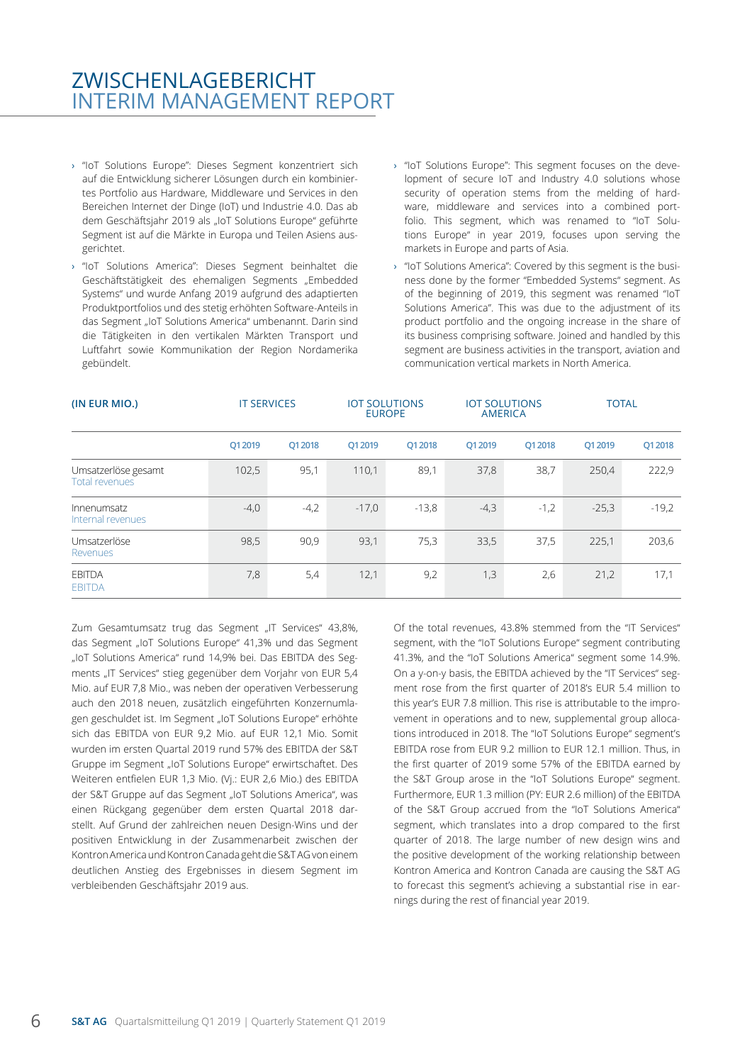# ZWISCHENLAGEBERICHT
# INTERIM MANAGEMENT REPORT

- "IoT Solutions Europe": Dieses Segment konzentriert sich auf die Entwicklung sicherer Lösungen durch ein kombiniertes Portfolio aus Hardware, Middleware und Services in den Bereichen Internet der Dinge (IoT) und Industrie 4.0. Das ab dem Geschäftsjahr 2019 als „IoT Solutions Europe" geführte Segment ist auf die Märkte in Europa und Teilen Asiens ausgerichtet.
- "IoT Solutions America": Dieses Segment beinhaltet die Geschäftstätigkeit des ehemaligen Segments „Embedded Systems" und wurde Anfang 2019 aufgrund des adaptierten Produktportfolios und des stetig erhöhten Software-Anteils in das Segment „IoT Solutions America" umbenannt. Darin sind die Tätigkeiten in den vertikalen Märkten Transport und Luftfahrt sowie Kommunikation der Region Nordamerika gebündelt.

- "IoT Solutions Europe": This segment focuses on the development of secure IoT and Industry 4.0 solutions whose security of operation stems from the melding of hardware, middleware and services into a combined portfolio. This segment, which was renamed to "IoT Solutions Europe" in year 2019, focuses upon serving the markets in Europe and parts of Asia.
- "IoT Solutions America": Covered by this segment is the business done by the former "Embedded Systems" segment. As of the beginning of 2019, this segment was renamed "IoT Solutions America". This was due to the adjustment of its product portfolio and the ongoing increase in the share of its business comprising software. Joined and handled by this segment are business activities in the transport, aviation and communication vertical markets in North America.

| (IN EUR MIO.) | IT SERVICES | | IOT SOLUTIONS EUROPE | | IOT SOLUTIONS AMERICA | | TOTAL | |
|---|---|---|---|---|---|---|---|---|
| | Q1 2019 | Q1 2018 | Q1 2019 | Q1 2018 | Q1 2019 | Q1 2018 | Q1 2019 | Q1 2018 |
| Umsatzerlöse gesamt<br>Total revenues | 102,5 | 95,1 | 110,1 | 89,1 | 37,8 | 38,7 | 250,4 | 222,9 |
| Innenumsatz<br>Internal revenues | -4,0 | -4,2 | -17,0 | -13,8 | -4,3 | -1,2 | -25,3 | -19,2 |
| Umsatzerlöse<br>Revenues | 98,5 | 90,9 | 93,1 | 75,3 | 33,5 | 37,5 | 225,1 | 203,6 |
| EBITDA<br>EBITDA | 7,8 | 5,4 | 12,1 | 9,2 | 1,3 | 2,6 | 21,2 | 17,1 |

Zum Gesamtumsatz trug das Segment „IT Services" 43,8%, das Segment „IoT Solutions Europe" 41,3% und das Segment „IoT Solutions America" rund 14,9% bei. Das EBITDA des Segments „IT Services" stieg gegenüber dem Vorjahr von EUR 5,4 Mio. auf EUR 7,8 Mio., was neben der operativen Verbesserung auch den 2018 neuen, zusätzlich eingeführten Konzernumlagen geschuldet ist. Im Segment „IoT Solutions Europe" erhöhte sich das EBITDA von EUR 9,2 Mio. auf EUR 12,1 Mio. Somit wurden im ersten Quartal 2019 rund 57% des EBITDA der S&T Gruppe im Segment „IoT Solutions Europe" erwirtschaftet. Des Weiteren entfielen EUR 1,3 Mio. (Vj.: EUR 2,6 Mio.) des EBITDA der S&T Gruppe auf das Segment „IoT Solutions America", was einen Rückgang gegenüber dem ersten Quartal 2018 darstellt. Auf Grund der zahlreichen neuen Design-Wins und der positiven Entwicklung in der Zusammenarbeit zwischen der Kontron America und Kontron Canada geht die S&T AG von einem deutlichen Anstieg des Ergebnisses in diesem Segment im verbleibenden Geschäftsjahr 2019 aus.

Of the total revenues, 43.8% stemmed from the "IT Services" segment, with the "IoT Solutions Europe" segment contributing 41.3%, and the "IoT Solutions America" segment some 14.9%. On a y-on-y basis, the EBITDA achieved by the "IT Services" segment rose from the first quarter of 2018's EUR 5.4 million to this year's EUR 7.8 million. This rise is attributable to the improvement in operations and to new, supplemental group allocations introduced in 2018. The "IoT Solutions Europe" segment's EBITDA rose from EUR 9.2 million to EUR 12.1 million. Thus, in the first quarter of 2019 some 57% of the EBITDA earned by the S&T Group arose in the "IoT Solutions Europe" segment. Furthermore, EUR 1.3 million (PY: EUR 2.6 million) of the EBITDA of the S&T Group accrued from the "IoT Solutions America" segment, which translates into a drop compared to the first quarter of 2018. The large number of new design wins and the positive development of the working relationship between Kontron America and Kontron Canada are causing the S&T AG to forecast this segment's achieving a substantial rise in earnings during the rest of financial year 2019.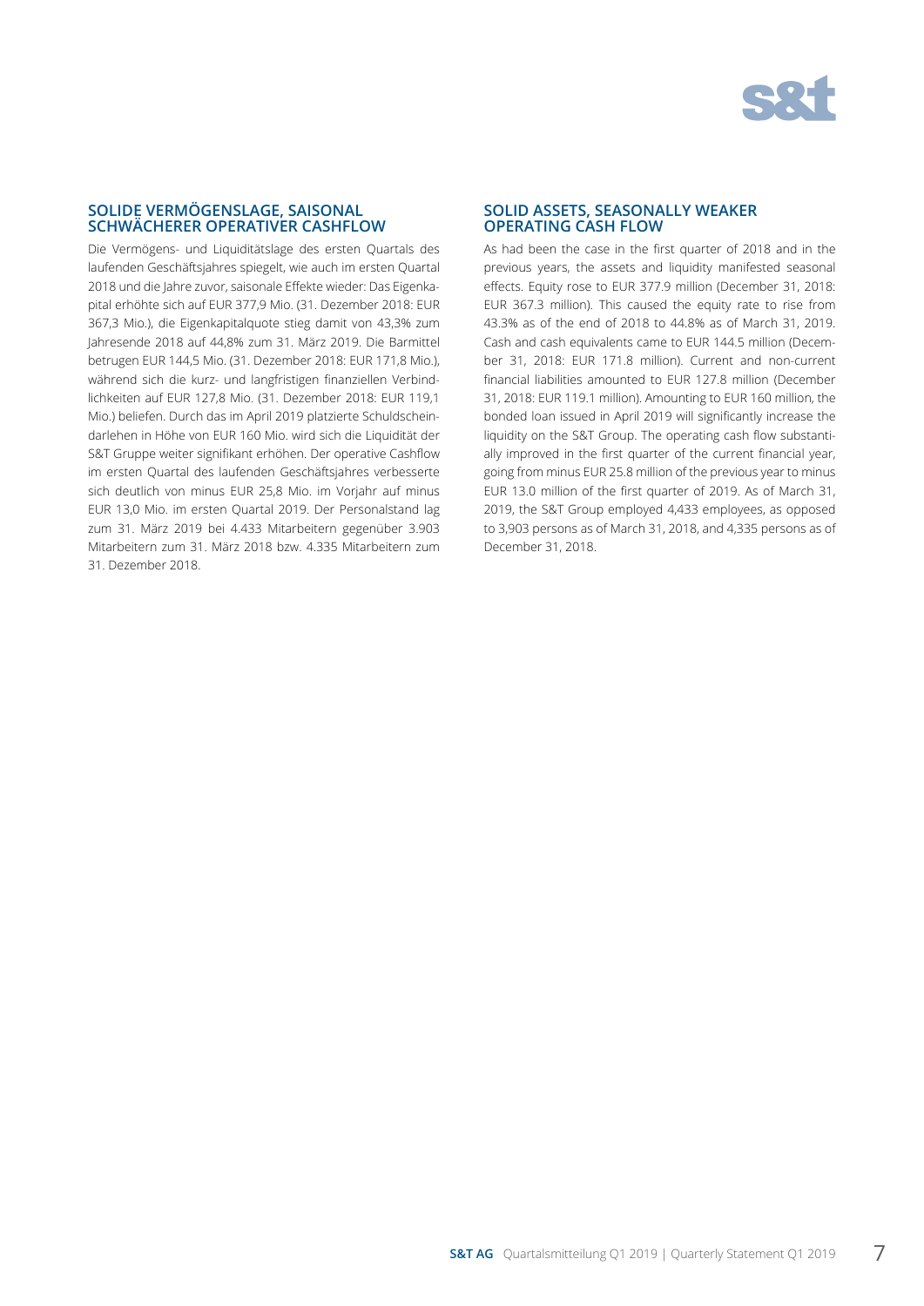## SOLIDE VERMÖGENSLAGE, SAISONAL SCHWÄCHERER OPERATIVER CASHFLOW

Die Vermögens- und Liquiditätslage des ersten Quartals des laufenden Geschäftsjahres spiegelt, wie auch im ersten Quartal 2018 und die Jahre zuvor, saisonale Effekte wieder: Das Eigenkapital erhöhte sich auf EUR 377,9 Mio. (31. Dezember 2018: EUR 367,3 Mio.), die Eigenkapitalquote stieg damit von 43,3% zum Jahresende 2018 auf 44,8% zum 31. März 2019. Die Barmittel betrugen EUR 144,5 Mio. (31. Dezember 2018: EUR 171,8 Mio.), während sich die kurz- und langfristigen finanziellen Verbindlichkeiten auf EUR 127,8 Mio. (31. Dezember 2018: EUR 119,1 Mio.) beliefen. Durch das im April 2019 platzierte Schuldscheindarlehen in Höhe von EUR 160 Mio. wird sich die Liquidität der S&T Gruppe weiter signifikant erhöhen. Der operative Cashflow im ersten Quartal des laufenden Geschäftsjahres verbesserte sich deutlich von minus EUR 25,8 Mio. im Vorjahr auf minus EUR 13,0 Mio. im ersten Quartal 2019. Der Personalstand lag zum 31. März 2019 bei 4.433 Mitarbeitern gegenüber 3.903 Mitarbeitern zum 31. März 2018 bzw. 4.335 Mitarbeitern zum 31. Dezember 2018.

## SOLID ASSETS, SEASONALLY WEAKER OPERATING CASH FLOW

As had been the case in the first quarter of 2018 and in the previous years, the assets and liquidity manifested seasonal effects. Equity rose to EUR 377.9 million (December 31, 2018: EUR 367.3 million). This caused the equity rate to rise from 43.3% as of the end of 2018 to 44.8% as of March 31, 2019. Cash and cash equivalents came to EUR 144.5 million (December 31, 2018: EUR 171.8 million). Current and non-current financial liabilities amounted to EUR 127.8 million (December 31, 2018: EUR 119.1 million). Amounting to EUR 160 million, the bonded loan issued in April 2019 will significantly increase the liquidity on the S&T Group. The operating cash flow substantially improved in the first quarter of the current financial year, going from minus EUR 25.8 million of the previous year to minus EUR 13.0 million of the first quarter of 2019. As of March 31, 2019, the S&T Group employed 4,433 employees, as opposed to 3,903 persons as of March 31, 2018, and 4,335 persons as of December 31, 2018.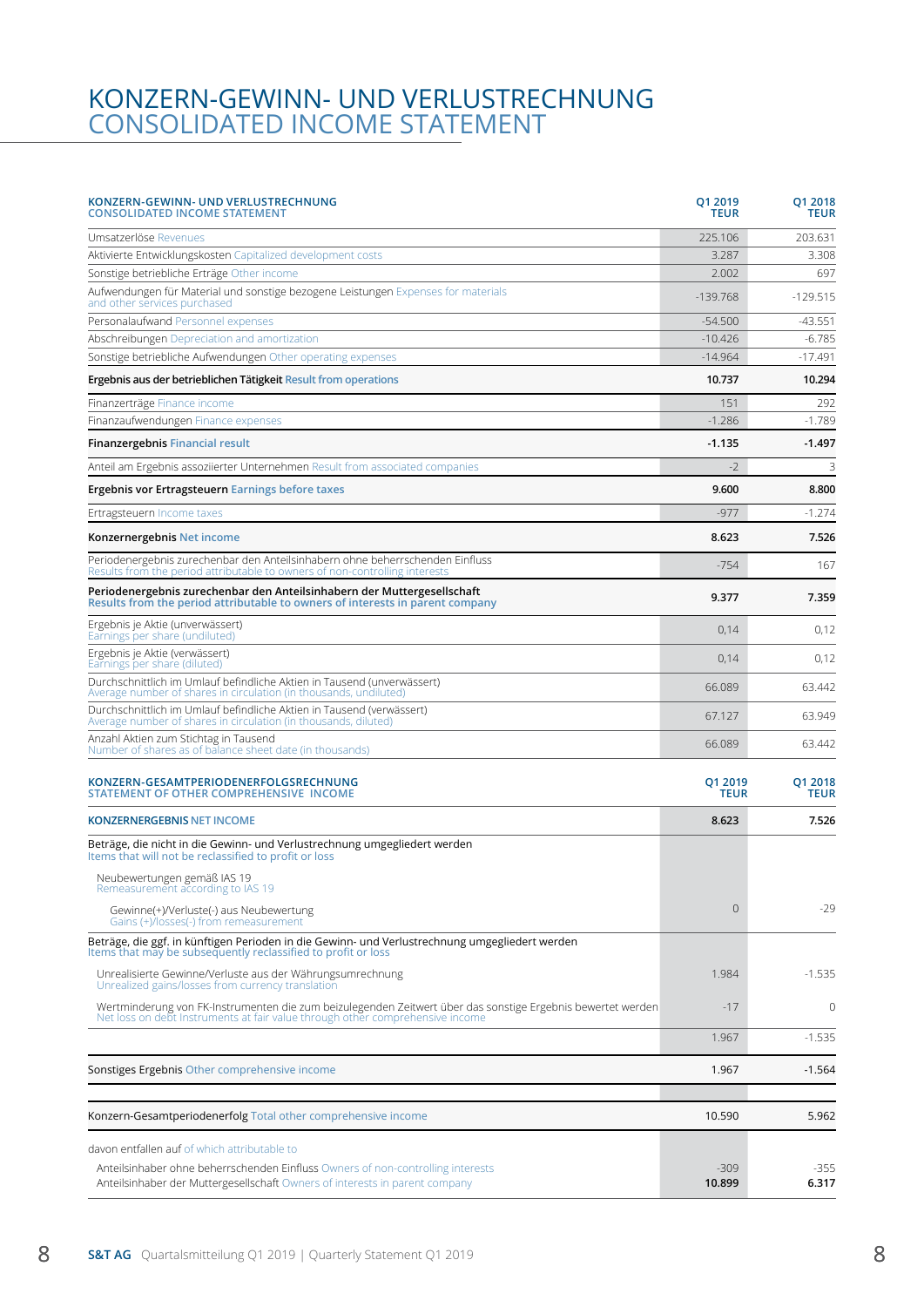# KONZERN-GEWINN- UND VERLUSTRECHNUNG
# CONSOLIDATED INCOME STATEMENT

| KONZERN-GEWINN- UND VERLUSTRECHNUNG CONSOLIDATED INCOME STATEMENT | Q1 2019 TEUR | Q1 2018 TEUR |
|---|---|---|
| Umsatzerlöse Revenues | 225.106 | 203.631 |
| Aktivierte Entwicklungskosten Capitalized development costs | 3.287 | 3.308 |
| Sonstige betriebliche Erträge Other income | 2.002 | 697 |
| Aufwendungen für Material und sonstige bezogene Leistungen Expenses for materials and other services purchased | -139.768 | -129.515 |
| Personalaufwand Personnel expenses | -54.500 | -43.551 |
| Abschreibungen Depreciation and amortization | -10.426 | -6.785 |
| Sonstige betriebliche Aufwendungen Other operating expenses | -14.964 | -17.491 |
| **Ergebnis aus der betrieblichen Tätigkeit Result from operations** | **10.737** | **10.294** |
| Finanzerträge Finance income | 151 | 292 |
| Finanzaufwendungen Finance expenses | -1.286 | -1.789 |
| **Finanzergebnis Financial result** | **-1.135** | **-1.497** |
| Anteil am Ergebnis assoziierter Unternehmen Result from associated companies | -2 | 3 |
| **Ergebnis vor Ertragsteuern Earnings before taxes** | **9.600** | **8.800** |
| Ertragsteuern Income taxes | -977 | -1.274 |
| **Konzernergebnis Net income** | **8.623** | **7.526** |
| Periodenergebnis zurechenbar den Anteilsinhabern ohne beherrschenden Einfluss Results from the period attributable to owners of non-controlling interests | -754 | 167 |
| **Periodenergebnis zurechenbar den Anteilsinhabern der Muttergesellschaft Results from the period attributable to owners of interests in parent company** | **9.377** | **7.359** |
| Ergebnis je Aktie (unverwässert) Earnings per share (undiluted) | 0,14 | 0,12 |
| Ergebnis je Aktie (verwässert) Earnings per share (diluted) | 0,14 | 0,12 |
| Durchschnittlich im Umlauf befindliche Aktien in Tausend (unverwässert) Average number of shares in circulation (in thousands, undiluted) | 66.089 | 63.442 |
| Durchschnittlich im Umlauf befindliche Aktien in Tausend (verwässert) Average number of shares in circulation (in thousands, diluted) | 67.127 | 63.949 |
| Anzahl Aktien zum Stichtag in Tausend Number of shares as of balance sheet date (in thousands) | 66.089 | 63.442 |

| KONZERN-GESAMTPERIODENERFOLGSRECHNUNG STATEMENT OF OTHER COMPREHENSIVE INCOME | Q1 2019 TEUR | Q1 2018 TEUR |
|---|---|---|
| **KONZERNERGEBNIS NET INCOME** | **8.623** | **7.526** |
| Beträge, die nicht in die Gewinn- und Verlustrechnung umgegliedert werden Items that will not be reclassified to profit or loss | | |
| Neubewertungen gemäß IAS 19 Remeasurement according to IAS 19 | | |
| Gewinne(+)/Verluste(-) aus Neubewertung Gains (+)/losses(-) from remeasurement | 0 | -29 |
| Beträge, die ggf. in künftigen Perioden in die Gewinn- und Verlustrechnung umgegliedert werden Items that may be subsequently reclassified to profit or loss | | |
| Unrealisierte Gewinne/Verluste aus der Währungsumrechnung Unrealized gains/losses from currency translation | 1.984 | -1.535 |
| Wertminderung von FK-Instrumenten die zum beizulegenden Zeitwert über das sonstige Ergebnis bewertet werden Net loss on debt Instruments at fair value through other comprehensive income | -17 | 0 |
| | 1.967 | -1.535 |
| Sonstiges Ergebnis Other comprehensive income | 1.967 | -1.564 |
| Konzern-Gesamtperiodenerfolg Total other comprehensive income | 10.590 | 5.962 |
| davon entfallen auf of which attributable to | | |
| Anteilsinhaber ohne beherrschenden Einfluss Owners of non-controlling interests | -309 | -355 |
| Anteilsinhaber der Muttergesellschaft Owners of interests in parent company | **10.899** | **6.317** |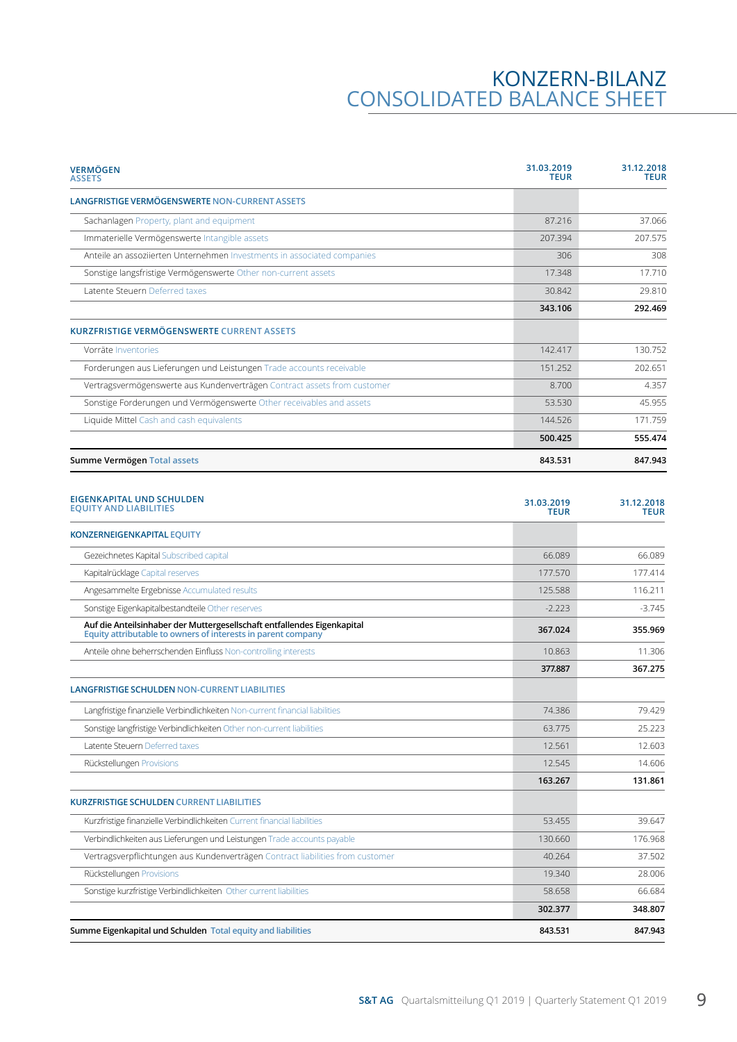# KONZERN-BILANZ
# CONSOLIDATED BALANCE SHEET

| VERMÖGEN ASSETS | 31.03.2019 TEUR | 31.12.2018 TEUR |
|---|---|---|
| **LANGFRISTIGE VERMÖGENSWERTE NON-CURRENT ASSETS** | | |
| Sachanlagen Property, plant and equipment | 87.216 | 37.066 |
| Immaterielle Vermögenswerte Intangible assets | 207.394 | 207.575 |
| Anteile an assoziierten Unternehmen Investments in associated companies | 306 | 308 |
| Sonstige langfristige Vermögenswerte Other non-current assets | 17.348 | 17.710 |
| Latente Steuern Deferred taxes | 30.842 | 29.810 |
| | **343.106** | **292.469** |
| **KURZFRISTIGE VERMÖGENSWERTE CURRENT ASSETS** | | |
| Vorräte Inventories | 142.417 | 130.752 |
| Forderungen aus Lieferungen und Leistungen Trade accounts receivable | 151.252 | 202.651 |
| Vertragsvermögenswerte aus Kundenverträgen Contract assets from customer | 8.700 | 4.357 |
| Sonstige Forderungen und Vermögenswerte Other receivables and assets | 53.530 | 45.955 |
| Liquide Mittel Cash and cash equivalents | 144.526 | 171.759 |
| | **500.425** | **555.474** |
| **Summe Vermögen Total assets** | **843.531** | **847.943** |

| EIGENKAPITAL UND SCHULDEN EQUITY AND LIABILITIES | 31.03.2019 TEUR | 31.12.2018 TEUR |
|---|---|---|
| **KONZERNEIGENKAPITAL EQUITY** | | |
| Gezeichnetes Kapital Subscribed capital | 66.089 | 66.089 |
| Kapitalrücklage Capital reserves | 177.570 | 177.414 |
| Angesammelte Ergebnisse Accumulated results | 125.588 | 116.211 |
| Sonstige Eigenkapitalbestandteile Other reserves | -2.223 | -3.745 |
| **Auf die Anteilsinhaber der Muttergesellschaft entfallendes Eigenkapital Equity attributable to owners of interests in parent company** | **367.024** | **355.969** |
| Anteile ohne beherrschenden Einfluss Non-controlling interests | 10.863 | 11.306 |
| | **377.887** | **367.275** |
| **LANGFRISTIGE SCHULDEN NON-CURRENT LIABILITIES** | | |
| Langfristige finanzielle Verbindlichkeiten Non-current financial liabilities | 74.386 | 79.429 |
| Sonstige langfristige Verbindlichkeiten Other non-current liabilities | 63.775 | 25.223 |
| Latente Steuern Deferred taxes | 12.561 | 12.603 |
| Rückstellungen Provisions | 12.545 | 14.606 |
| | **163.267** | **131.861** |
| **KURZFRISTIGE SCHULDEN CURRENT LIABILITIES** | | |
| Kurzfristige finanzielle Verbindlichkeiten Current financial liabilities | 53.455 | 39.647 |
| Verbindlichkeiten aus Lieferungen und Leistungen Trade accounts payable | 130.660 | 176.968 |
| Vertragsverpflichtungen aus Kundenverträgen Contract liabilities from customer | 40.264 | 37.502 |
| Rückstellungen Provisions | 19.340 | 28.006 |
| Sonstige kurzfristige Verbindlichkeiten Other current liabilities | 58.658 | 66.684 |
| | **302.377** | **348.807** |
| **Summe Eigenkapital und Schulden Total equity and liabilities** | **843.531** | **847.943** |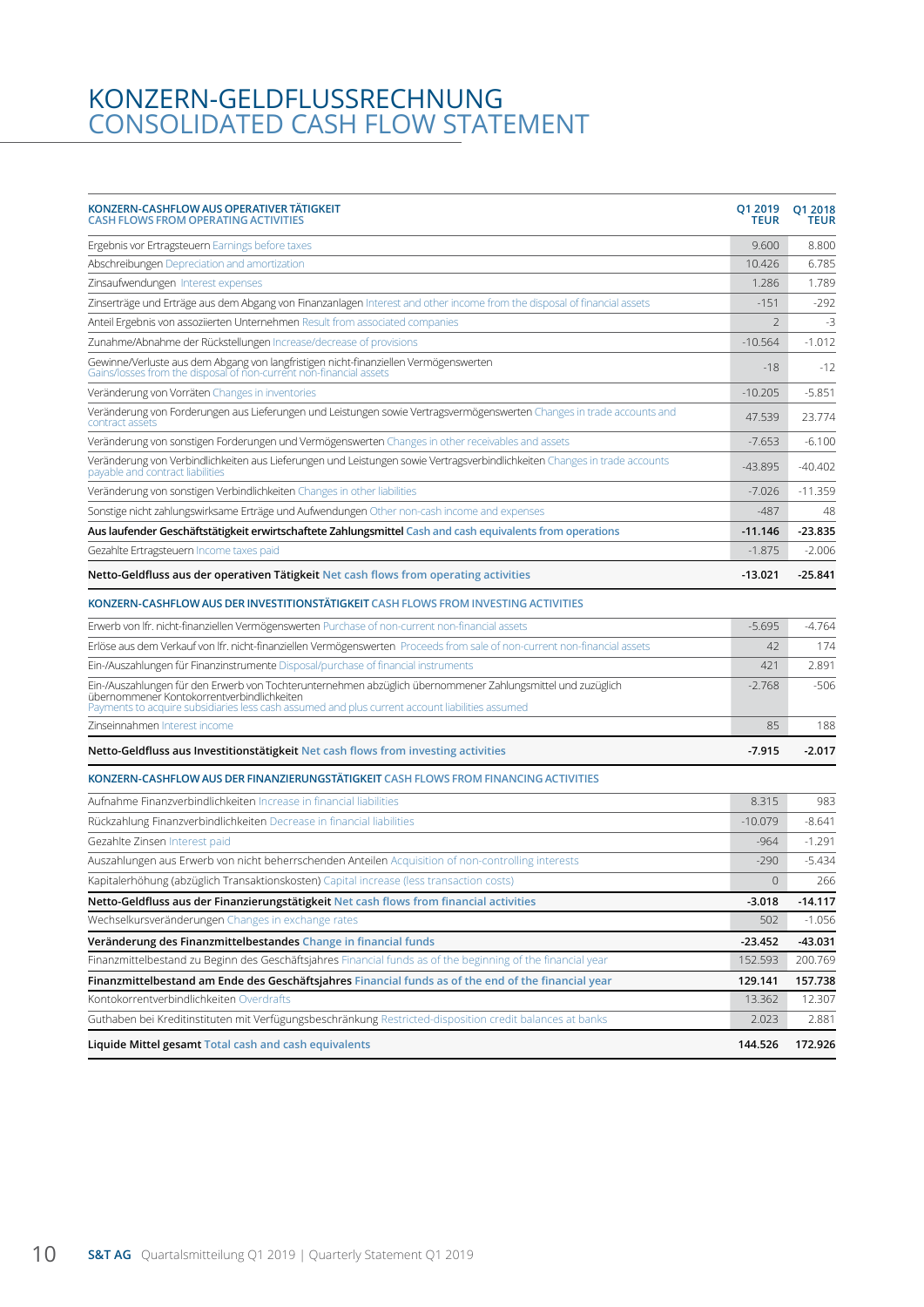# KONZERN-GELDFLUSSRECHNUNG
# CONSOLIDATED CASH FLOW STATEMENT

| KONZERN-CASHFLOW AUS OPERATIVER TÄTIGKEIT CASH FLOWS FROM OPERATING ACTIVITIES | Q1 2019 TEUR | Q1 2018 TEUR |
|---|---|---|
| Ergebnis vor Ertragsteuern Earnings before taxes | 9.600 | 8.800 |
| Abschreibungen Depreciation and amortization | 10.426 | 6.785 |
| Zinsaufwendungen Interest expenses | 1.286 | 1.789 |
| Zinserträge und Erträge aus dem Abgang von Finanzanlagen Interest and other income from the disposal of financial assets | -151 | -292 |
| Anteil Ergebnis von assoziierten Unternehmen Result from associated companies | 2 | -3 |
| Zunahme/Abnahme der Rückstellungen Increase/decrease of provisions | -10.564 | -1.012 |
| Gewinne/Verluste aus dem Abgang von langfristigen nicht-finanziellen Vermögenswerten Gains/losses from the disposal of non-current non-financial assets | -18 | -12 |
| Veränderung von Vorräten Changes in inventories | -10.205 | -5.851 |
| Veränderung von Forderungen aus Lieferungen und Leistungen sowie Vertragsvermögenswerten Changes in trade accounts and contract assets | 47.539 | 23.774 |
| Veränderung von sonstigen Forderungen und Vermögenswerten Changes in other receivables and assets | -7.653 | -6.100 |
| Veränderung von Verbindlichkeiten aus Lieferungen und Leistungen sowie Vertragsverbindlichkeiten Changes in trade accounts payable and contract liabilities | -43.895 | -40.402 |
| Veränderung von sonstigen Verbindlichkeiten Changes in other liabilities | -7.026 | -11.359 |
| Sonstige nicht zahlungswirksame Erträge und Aufwendungen Other non-cash income and expenses | -487 | 48 |
| **Aus laufender Geschäftstätigkeit erwirtschaftete Zahlungsmittel Cash and cash equivalents from operations** | **-11.146** | **-23.835** |
| Gezahlte Ertragsteuern Income taxes paid | -1.875 | -2.006 |
| **Netto-Geldfluss aus der operativen Tätigkeit Net cash flows from operating activities** | **-13.021** | **-25.841** |
| **KONZERN-CASHFLOW AUS DER INVESTITIONSTÄTIGKEIT CASH FLOWS FROM INVESTING ACTIVITIES** | | |
| Erwerb von lfr. nicht-finanziellen Vermögenswerten Purchase of non-current non-financial assets | -5.695 | -4.764 |
| Erlöse aus dem Verkauf von lfr. nicht-finanziellen Vermögenswerten Proceeds from sale of non-current non-financial assets | 42 | 174 |
| Ein-/Auszahlungen für Finanzinstrumente Disposal/purchase of financial instruments | 421 | 2.891 |
| Ein-/Auszahlungen für den Erwerb von Tochterunternehmen abzüglich übernommener Zahlungsmittel und zuzüglich übernommener Kontokorrentverbindlichkeiten Payments to acquire subsidiaries less cash assumed and plus current account liabilities assumed | -2.768 | -506 |
| Zinseinnahmen Interest income | 85 | 188 |
| **Netto-Geldfluss aus Investitionstätigkeit Net cash flows from investing activities** | **-7.915** | **-2.017** |
| **KONZERN-CASHFLOW AUS DER FINANZIERUNGSTÄTIGKEIT CASH FLOWS FROM FINANCING ACTIVITIES** | | |
| Aufnahme Finanzverbindlichkeiten Increase in financial liabilities | 8.315 | 983 |
| Rückzahlung Finanzverbindlichkeiten Decrease in financial liabilities | -10.079 | -8.641 |
| Gezahlte Zinsen Interest paid | -964 | -1.291 |
| Auszahlungen aus Erwerb von nicht beherrschenden Anteilen Acquisition of non-controlling interests | -290 | -5.434 |
| Kapitalerhöhung (abzüglich Transaktionskosten) Capital increase (less transaction costs) | 0 | 266 |
| **Netto-Geldfluss aus der Finanzierungstätigkeit Net cash flows from financial activities** | **-3.018** | **-14.117** |
| Wechselkursveränderungen Changes in exchange rates | 502 | -1.056 |
| **Veränderung des Finanzmittelbestandes Change in financial funds** | **-23.452** | **-43.031** |
| Finanzmittelbestand zu Beginn des Geschäftsjahres Financial funds as of the beginning of the financial year | 152.593 | 200.769 |
| **Finanzmittelbestand am Ende des Geschäftsjahres Financial funds as of the end of the financial year** | **129.141** | **157.738** |
| Kontokorrentverbindlichkeiten Overdrafts | 13.362 | 12.307 |
| Guthaben bei Kreditinstituten mit Verfügungsbeschränkung Restricted-disposition credit balances at banks | 2.023 | 2.881 |
| **Liquide Mittel gesamt Total cash and cash equivalents** | **144.526** | **172.926** |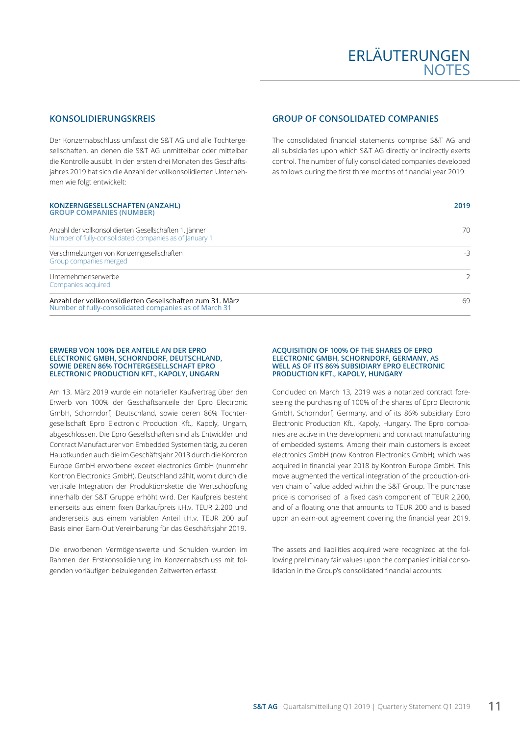# ERLÄUTERUNGEN
# NOTES

## KONSOLIDIERUNGSKREIS

Der Konzernabschluss umfasst die S&T AG und alle Tochtergesellschaften, an denen die S&T AG unmittelbar oder mittelbar die Kontrolle ausübt. In den ersten drei Monaten des Geschäftsjahres 2019 hat sich die Anzahl der vollkonsolidierten Unternehmen wie folgt entwickelt:

## GROUP OF CONSOLIDATED COMPANIES

The consolidated financial statements comprise S&T AG and all subsidiaries upon which S&T AG directly or indirectly exerts control. The number of fully consolidated companies developed as follows during the first three months of financial year 2019:

| KONZERNGESELLSCHAFTEN (ANZAHL)<br>GROUP COMPANIES (NUMBER) | 2019 |
|---|---|
| Anzahl der vollkonsolidierten Gesellschaften 1. Jänner<br>Number of fully-consolidated companies as of January 1 | 70 |
| Verschmelzungen von Konzerngesellschaften<br>Group companies merged | -3 |
| Unternehmenserwerbe<br>Companies acquired | 2 |
| Anzahl der vollkonsolidierten Gesellschaften zum 31. März<br>Number of fully-consolidated companies as of March 31 | 69 |

### ERWERB VON 100% DER ANTEILE AN DER EPRO ELECTRONIC GMBH, SCHORNDORF, DEUTSCHLAND, SOWIE DEREN 86% TOCHTERGESELLSCHAFT EPRO ELECTRONIC PRODUCTION KFT., KAPOLY, UNGARN

Am 13. März 2019 wurde ein notarieller Kaufvertrag über den Erwerb von 100% der Geschäftsanteile der Epro Electronic GmbH, Schorndorf, Deutschland, sowie deren 86% Tochtergesellschaft Epro Electronic Production Kft., Kapoly, Ungarn, abgeschlossen. Die Epro Gesellschaften sind als Entwickler und Contract Manufacturer von Embedded Systemen tätig, zu deren Hauptkunden auch die im Geschäftsjahr 2018 durch die Kontron Europe GmbH erworbene exceet electronics GmbH (nunmehr Kontron Electronics GmbH), Deutschland zählt, womit durch die vertikale Integration der Produktionskette die Wertschöpfung innerhalb der S&T Gruppe erhöht wird. Der Kaufpreis besteht einerseits aus einem fixen Barkaufpreis i.H.v. TEUR 2.200 und andererseits aus einem variablen Anteil i.H.v. TEUR 200 auf Basis einer Earn-Out Vereinbarung für das Geschäftsjahr 2019.

Die erworbenen Vermögenswerte und Schulden wurden im Rahmen der Erstkonsolidierung im Konzernabschluss mit folgenden vorläufigen beizulegenden Zeitwerten erfasst:

### ACQUISITION OF 100% OF THE SHARES OF EPRO ELECTRONIC GMBH, SCHORNDORF, GERMANY, AS WELL AS OF ITS 86% SUBSIDIARY EPRO ELECTRONIC PRODUCTION KFT., KAPOLY, HUNGARY

Concluded on March 13, 2019 was a notarized contract foreseeing the purchasing of 100% of the shares of Epro Electronic GmbH, Schorndorf, Germany, and of its 86% subsidiary Epro Electronic Production Kft., Kapoly, Hungary. The Epro companies are active in the development and contract manufacturing of embedded systems. Among their main customers is exceet electronics GmbH (now Kontron Electronics GmbH), which was acquired in financial year 2018 by Kontron Europe GmbH. This move augmented the vertical integration of the production-driven chain of value added within the S&T Group. The purchase price is comprised of a fixed cash component of TEUR 2,200, and of a floating one that amounts to TEUR 200 and is based upon an earn-out agreement covering the financial year 2019.

The assets and liabilities acquired were recognized at the following preliminary fair values upon the companies' initial consolidation in the Group's consolidated financial accounts: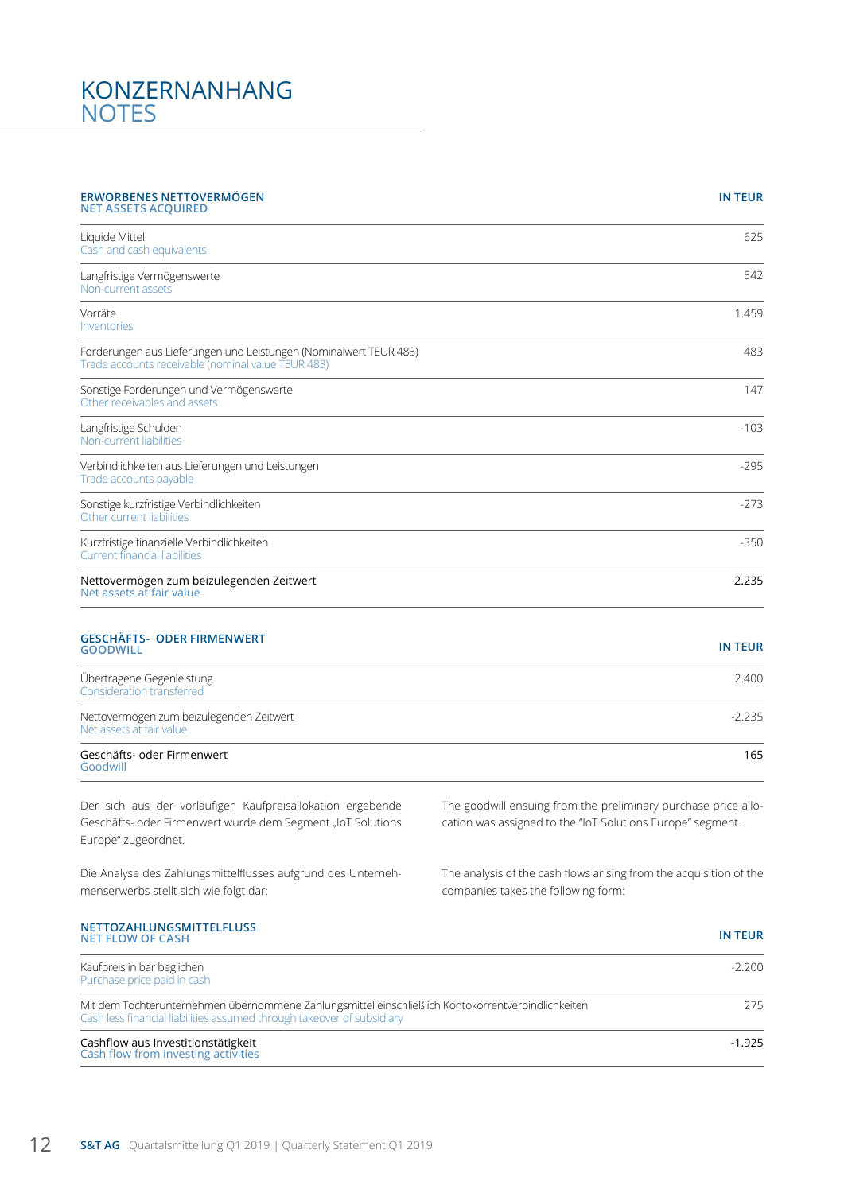# KONZERNANHANG
# NOTES

| ERWORBENES NETTOVERMÖGEN<br>NET ASSETS ACQUIRED | IN TEUR |
|---|---|
| Liquide Mittel<br>Cash and cash equivalents | 625 |
| Langfristige Vermögenswerte<br>Non-current assets | 542 |
| Vorräte<br>Inventories | 1.459 |
| Forderungen aus Lieferungen und Leistungen (Nominalwert TEUR 483)<br>Trade accounts receivable (nominal value TEUR 483) | 483 |
| Sonstige Forderungen und Vermögenswerte<br>Other receivables and assets | 147 |
| Langfristige Schulden<br>Non-current liabilities | -103 |
| Verbindlichkeiten aus Lieferungen und Leistungen<br>Trade accounts payable | -295 |
| Sonstige kurzfristige Verbindlichkeiten<br>Other current liabilities | -273 |
| Kurzfristige finanzielle Verbindlichkeiten<br>Current financial liabilities | -350 |
| Nettovermögen zum beizulegenden Zeitwert<br>Net assets at fair value | 2.235 |

| GESCHÄFTS- ODER FIRMENWERT<br>GOODWILL | IN TEUR |
|---|---|
| Übertragene Gegenleistung<br>Consideration transferred | 2.400 |
| Nettovermögen zum beizulegenden Zeitwert<br>Net assets at fair value | -2.235 |
| Geschäfts- oder Firmenwert<br>Goodwill | 165 |

Der sich aus der vorläufigen Kaufpreisallokation ergebende Geschäfts- oder Firmenwert wurde dem Segment „IoT Solutions Europe" zugeordnet.

The goodwill ensuing from the preliminary purchase price allocation was assigned to the "IoT Solutions Europe" segment.

Die Analyse des Zahlungsmittelflusses aufgrund des Unternehmenserwerbs stellt sich wie folgt dar:

The analysis of the cash flows arising from the acquisition of the companies takes the following form:

| NETTOZAHLUNGSMITTELFLUSS<br>NET FLOW OF CASH | IN TEUR |
|---|---|
| Kaufpreis in bar beglichen<br>Purchase price paid in cash | -2.200 |
| Mit dem Tochterunternehmen übernommene Zahlungsmittel einschließlich Kontokorrentverbindlichkeiten<br>Cash less financial liabilities assumed through takeover of subsidiary | 275 |
| Cashflow aus Investitionstätigkeit<br>Cash flow from investing activities | -1.925 |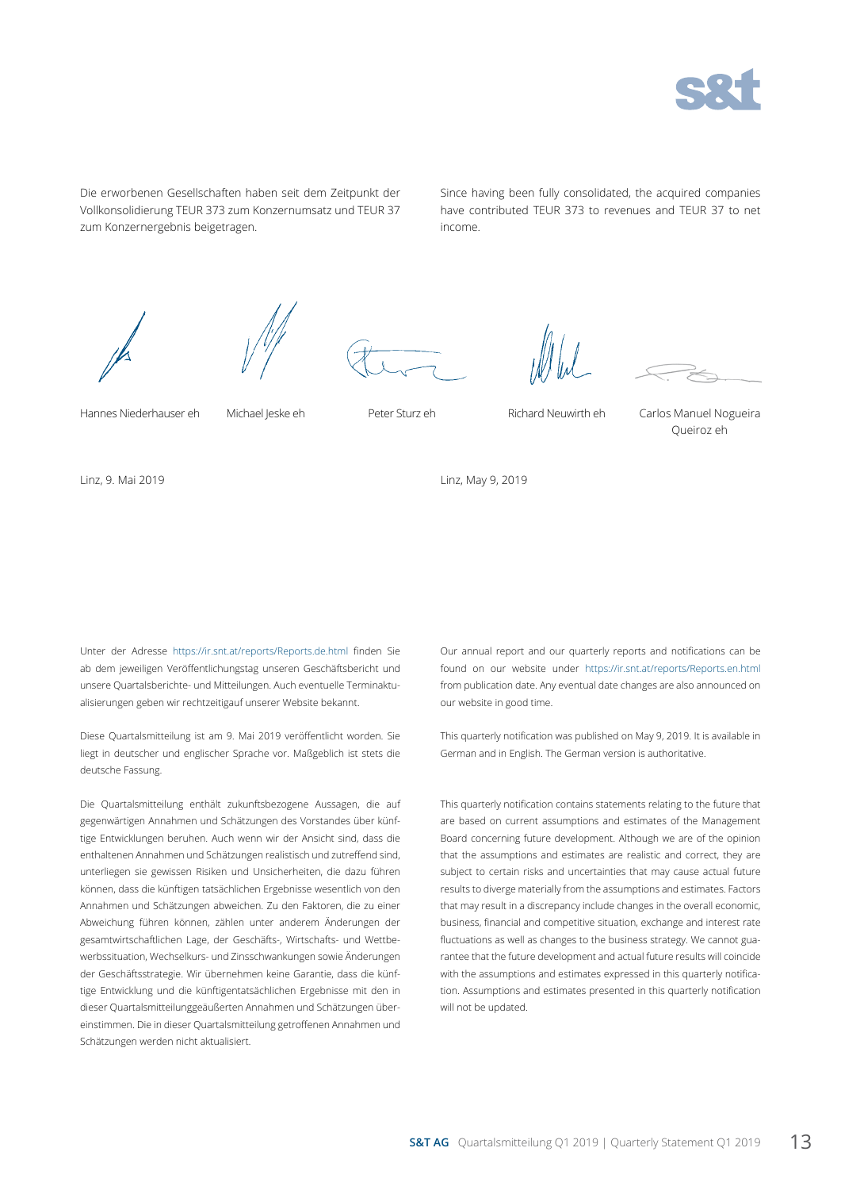Die erworbenen Gesellschaften haben seit dem Zeitpunkt der Vollkonsolidierung TEUR 373 zum Konzernumsatz und TEUR 37 zum Konzernergebnis beigetragen.

Since having been fully consolidated, the acquired companies have contributed TEUR 373 to revenues and TEUR 37 to net income.

Hannes Niederhauser eh | Michael Jeske eh | Peter Sturz eh | Richard Neuwirth eh | Carlos Manuel Nogueira Queiroz eh

Linz, 9. Mai 2019

Linz, May 9, 2019

Unter der Adresse https://ir.snt.at/reports/Reports.de.html finden Sie ab dem jeweiligen Veröffentlichungstag unseren Geschäftsbericht und unsere Quartalsberichte- und Mitteilungen. Auch eventuelle Terminaktualisierungen geben wir rechtzeitigauf unserer Website bekannt.

Diese Quartalsmitteilung ist am 9. Mai 2019 veröffentlicht worden. Sie liegt in deutscher und englischer Sprache vor. Maßgeblich ist stets die deutsche Fassung.

Die Quartalsmitteilung enthält zukunftsbezogene Aussagen, die auf gegenwärtigen Annahmen und Schätzungen des Vorstandes über künftige Entwicklungen beruhen. Auch wenn wir der Ansicht sind, dass die enthaltenen Annahmen und Schätzungen realistisch und zutreffend sind, unterliegen sie gewissen Risiken und Unsicherheiten, die dazu führen können, dass die künftigen tatsächlichen Ergebnisse wesentlich von den Annahmen und Schätzungen abweichen. Zu den Faktoren, die zu einer Abweichung führen können, zählen unter anderem Änderungen der gesamtwirtschaftlichen Lage, der Geschäfts-, Wirtschafts- und Wettbewerbssituation, Wechselkurs- und Zinsschwankungen sowie Änderungen der Geschäftsstrategie. Wir übernehmen keine Garantie, dass die künftige Entwicklung und die künftigentatsächlichen Ergebnisse mit den in dieser Quartalsmitteilunggeäußerten Annahmen und Schätzungen übereinstimmen. Die in dieser Quartalsmitteilung getroffenen Annahmen und Schätzungen werden nicht aktualisiert.

Our annual report and our quarterly reports and notifications can be found on our website under https://ir.snt.at/reports/Reports.en.html from publication date. Any eventual date changes are also announced on our website in good time.

This quarterly notification was published on May 9, 2019. It is available in German and in English. The German version is authoritative.

This quarterly notification contains statements relating to the future that are based on current assumptions and estimates of the Management Board concerning future development. Although we are of the opinion that the assumptions and estimates are realistic and correct, they are subject to certain risks and uncertainties that may cause actual future results to diverge materially from the assumptions and estimates. Factors that may result in a discrepancy include changes in the overall economic, business, financial and competitive situation, exchange and interest rate fluctuations as well as changes to the business strategy. We cannot guarantee that the future development and actual future results will coincide with the assumptions and estimates expressed in this quarterly notification. Assumptions and estimates presented in this quarterly notification will not be updated.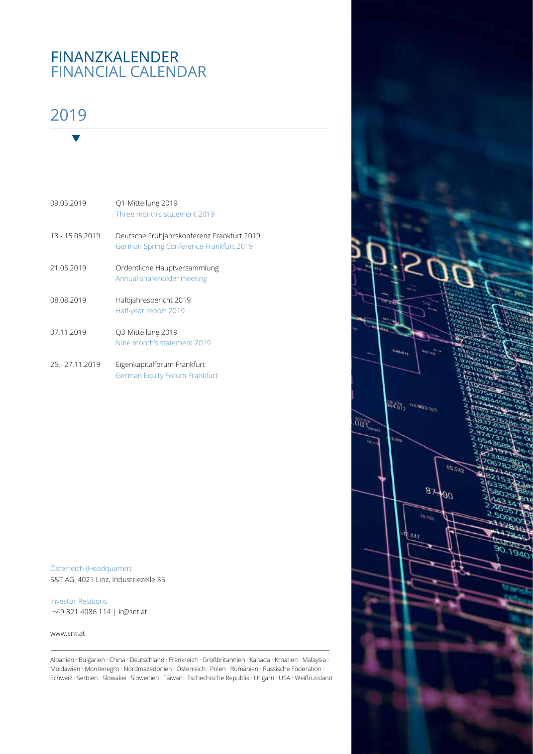# FINANZKALENDER
# FINANCIAL CALENDAR

## 2019

| | |
|---|---|
| 09.05.2019 | Q1-Mitteilung 2019<br>Three month's statement 2019 |
| 13.- 15.05.2019 | Deutsche Frühjahrskonferenz Frankfurt 2019<br>German Spring Conference Frankfurt 2019 |
| 21.05.2019 | Ordentliche Hauptversammlung<br>Annual shareholder meeting |
| 08.08.2019 | Halbjahresbericht 2019<br>Half-year report 2019 |
| 07.11.2019 | Q3-Mitteilung 2019<br>Nine month's statement 2019 |
| 25.- 27.11.2019 | Eigenkapitalforum Frankfurt<br>German Equity Forum Frankfurt |

Österreich (Headquarter)
S&T AG, 4021 Linz, Industriezeile 35

Investor Relations
+49 821 4086 114 | ir@snt.at

www.snt.at

Albanien · Bulgarien · China · Deutschland · Frankreich · Großbritannien · Kanada · Kroatien · Malaysia · Moldawien · Montenegro · Nordmazedonien · Österreich · Polen · Rumänien · Russische Föderation · Schweiz · Serbien · Slowakei · Slowenien · Taiwan · Tschechische Republik · Ungarn · USA · Weißrussland